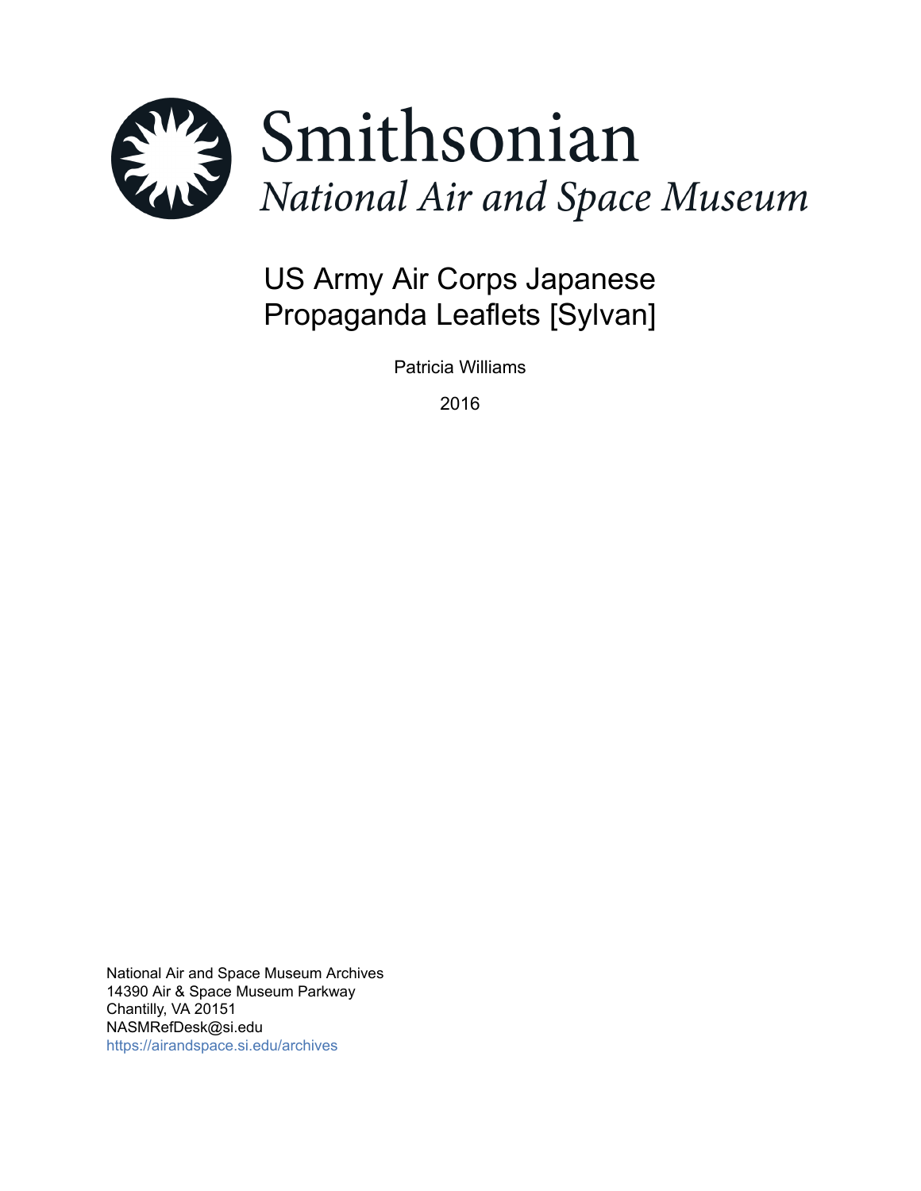Smithsonian

*National Air and Space Museum*

# US Army Air Corps Japanese Propaganda Leaflets [Sylvan]

Patricia Williams

2016

National Air and Space Museum Archives
14390 Air & Space Museum Parkway
Chantilly, VA 20151
NASMRefDesk@si.edu
https://airandspace.si.edu/archives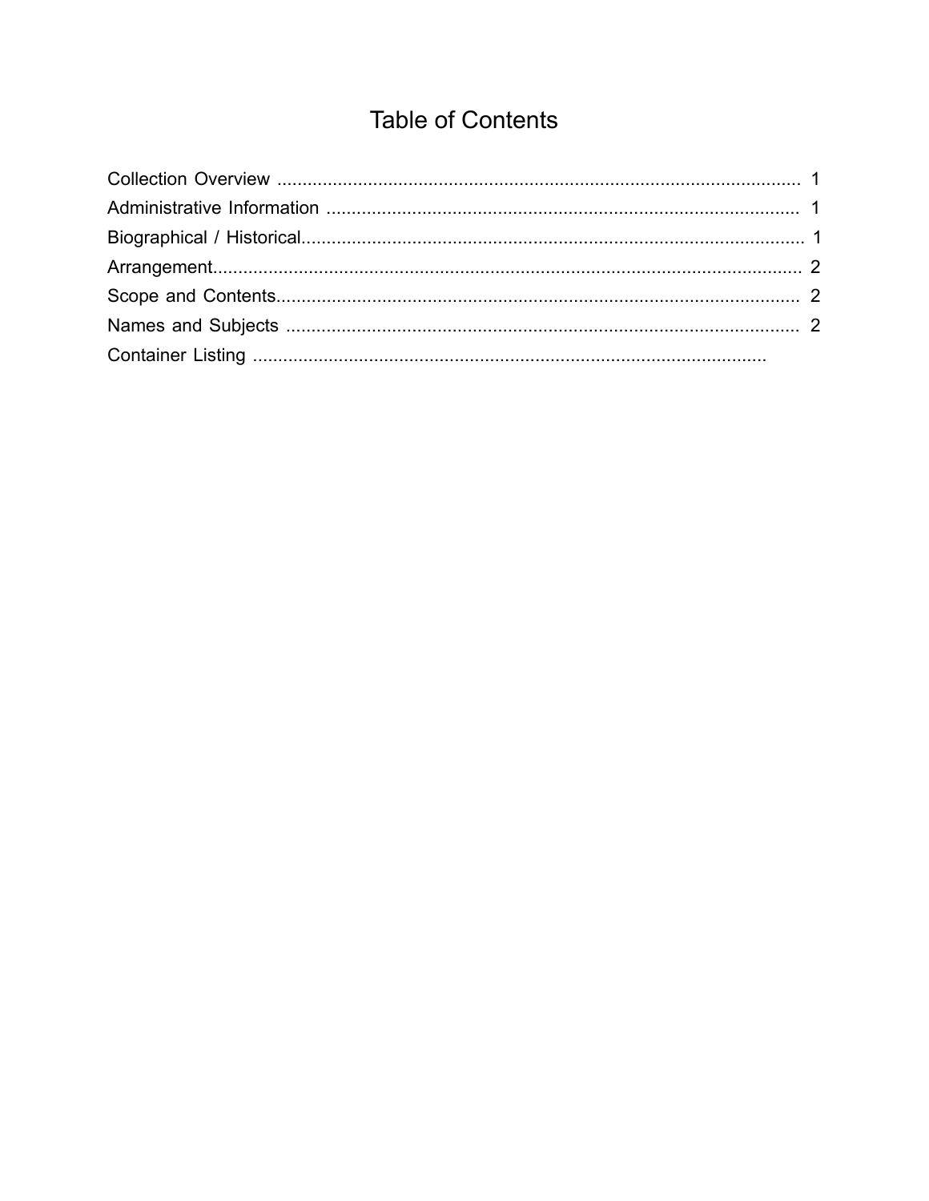# Table of Contents

Collection Overview ........................................................................................................ 1

Administrative Information .............................................................................................. 1

Biographical / Historical.................................................................................................... 1

Arrangement..................................................................................................................... 2

Scope and Contents........................................................................................................ 2

Names and Subjects ...................................................................................................... 2

Container Listing ......................................................................................................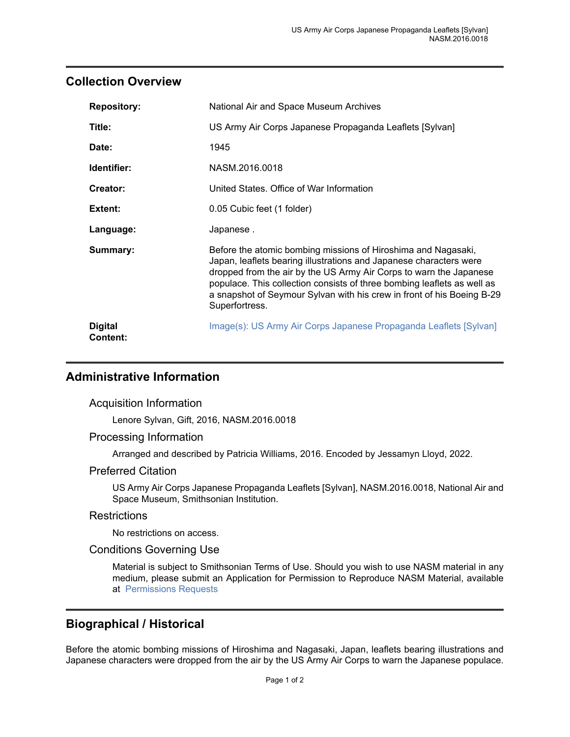## Collection Overview

| | |
|---|---|
| **Repository:** | National Air and Space Museum Archives |
| **Title:** | US Army Air Corps Japanese Propaganda Leaflets [Sylvan] |
| **Date:** | 1945 |
| **Identifier:** | NASM.2016.0018 |
| **Creator:** | United States. Office of War Information |
| **Extent:** | 0.05 Cubic feet (1 folder) |
| **Language:** | Japanese . |
| **Summary:** | Before the atomic bombing missions of Hiroshima and Nagasaki, Japan, leaflets bearing illustrations and Japanese characters were dropped from the air by the US Army Air Corps to warn the Japanese populace. This collection consists of three bombing leaflets as well as a snapshot of Seymour Sylvan with his crew in front of his Boeing B-29 Superfortress. |
| **Digital Content:** | Image(s): US Army Air Corps Japanese Propaganda Leaflets [Sylvan] |

## Administrative Information

### Acquisition Information

Lenore Sylvan, Gift, 2016, NASM.2016.0018

### Processing Information

Arranged and described by Patricia Williams, 2016. Encoded by Jessamyn Lloyd, 2022.

### Preferred Citation

US Army Air Corps Japanese Propaganda Leaflets [Sylvan], NASM.2016.0018, National Air and Space Museum, Smithsonian Institution.

### Restrictions

No restrictions on access.

### Conditions Governing Use

Material is subject to Smithsonian Terms of Use. Should you wish to use NASM material in any medium, please submit an Application for Permission to Reproduce NASM Material, available at Permissions Requests

## Biographical / Historical

Before the atomic bombing missions of Hiroshima and Nagasaki, Japan, leaflets bearing illustrations and Japanese characters were dropped from the air by the US Army Air Corps to warn the Japanese populace.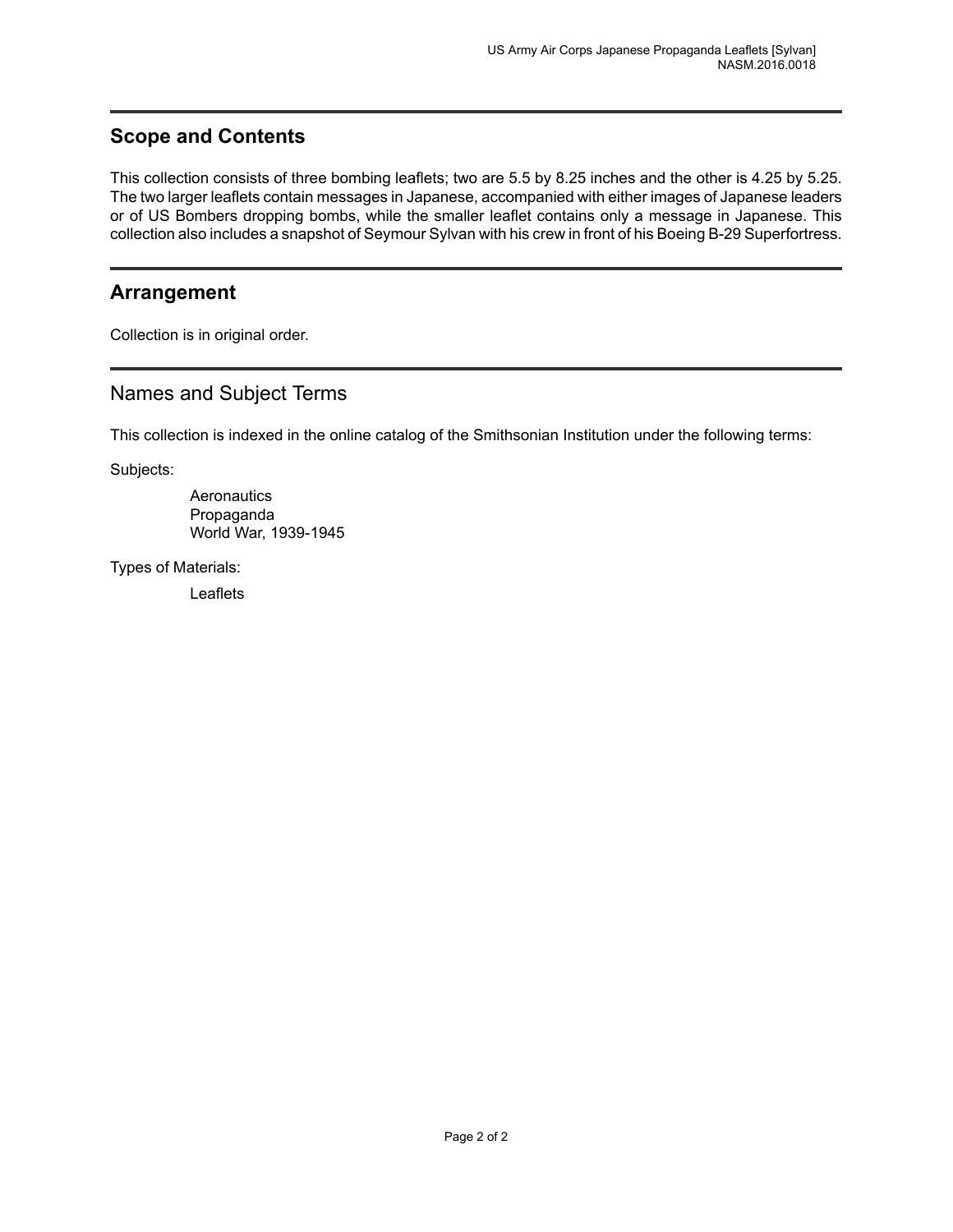## Scope and Contents

This collection consists of three bombing leaflets; two are 5.5 by 8.25 inches and the other is 4.25 by 5.25. The two larger leaflets contain messages in Japanese, accompanied with either images of Japanese leaders or of US Bombers dropping bombs, while the smaller leaflet contains only a message in Japanese. This collection also includes a snapshot of Seymour Sylvan with his crew in front of his Boeing B-29 Superfortress.

## Arrangement

Collection is in original order.

## Names and Subject Terms

This collection is indexed in the online catalog of the Smithsonian Institution under the following terms:

Subjects:

- Aeronautics
- Propaganda
- World War, 1939-1945

Types of Materials:

- Leaflets